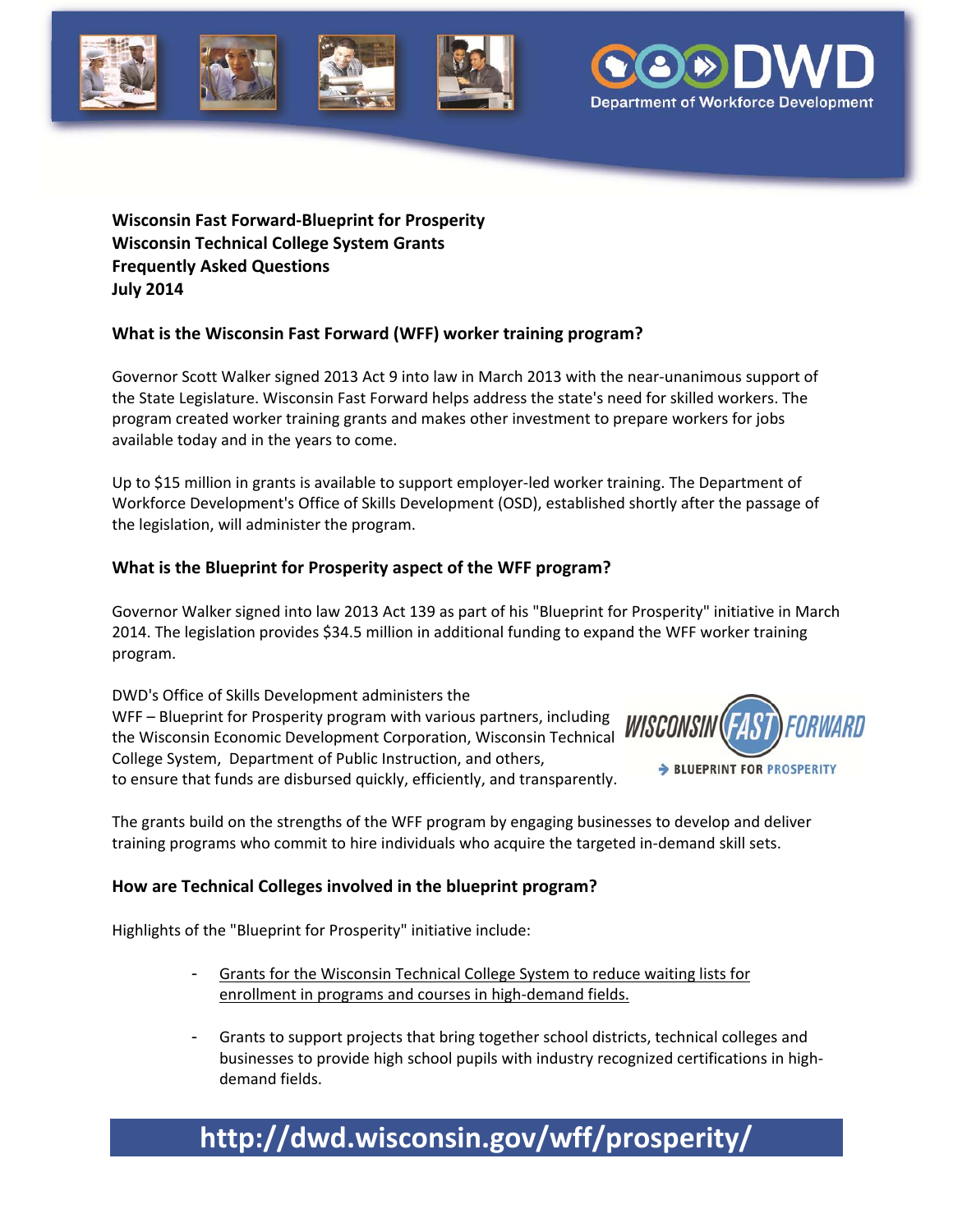**Wisconsin Fast Forward-Blueprint for Prosperity**
**Wisconsin Technical College System Grants**
**Frequently Asked Questions**
**July 2014**

### What is the Wisconsin Fast Forward (WFF) worker training program?

Governor Scott Walker signed 2013 Act 9 into law in March 2013 with the near-unanimous support of the State Legislature. Wisconsin Fast Forward helps address the state's need for skilled workers. The program created worker training grants and makes other investment to prepare workers for jobs available today and in the years to come.

Up to $15 million in grants is available to support employer-led worker training. The Department of Workforce Development's Office of Skills Development (OSD), established shortly after the passage of the legislation, will administer the program.

### What is the Blueprint for Prosperity aspect of the WFF program?

Governor Walker signed into law 2013 Act 139 as part of his "Blueprint for Prosperity" initiative in March 2014. The legislation provides $34.5 million in additional funding to expand the WFF worker training program.

DWD's Office of Skills Development administers the WFF – Blueprint for Prosperity program with various partners, including the Wisconsin Economic Development Corporation, Wisconsin Technical College System, Department of Public Instruction, and others, to ensure that funds are disbursed quickly, efficiently, and transparently.

The grants build on the strengths of the WFF program by engaging businesses to develop and deliver training programs who commit to hire individuals who acquire the targeted in-demand skill sets.

### How are Technical Colleges involved in the blueprint program?

Highlights of the "Blueprint for Prosperity" initiative include:

- Grants for the Wisconsin Technical College System to reduce waiting lists for enrollment in programs and courses in high-demand fields.
- Grants to support projects that bring together school districts, technical colleges and businesses to provide high school pupils with industry recognized certifications in high-demand fields.

**http://dwd.wisconsin.gov/wff/prosperity/**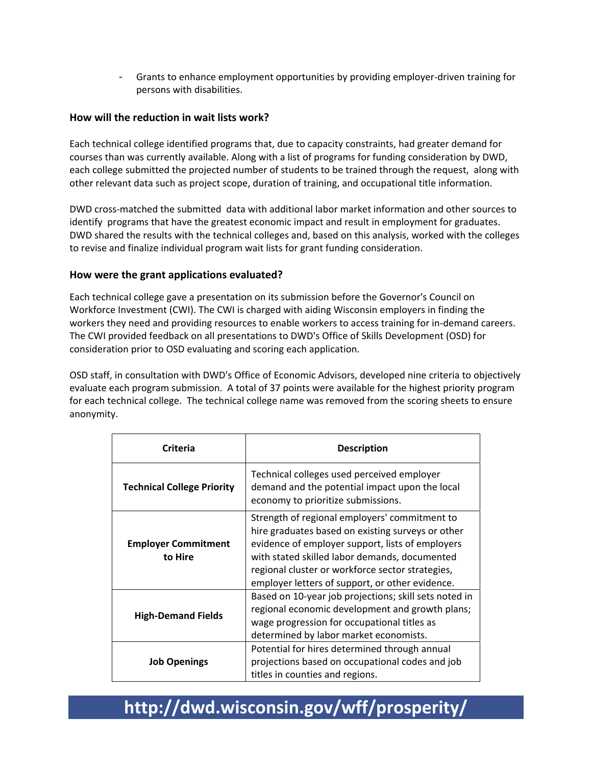- Grants to enhance employment opportunities by providing employer-driven training for persons with disabilities.

### How will the reduction in wait lists work?

Each technical college identified programs that, due to capacity constraints, had greater demand for courses than was currently available. Along with a list of programs for funding consideration by DWD, each college submitted the projected number of students to be trained through the request, along with other relevant data such as project scope, duration of training, and occupational title information.

DWD cross-matched the submitted data with additional labor market information and other sources to identify programs that have the greatest economic impact and result in employment for graduates. DWD shared the results with the technical colleges and, based on this analysis, worked with the colleges to revise and finalize individual program wait lists for grant funding consideration.

### How were the grant applications evaluated?

Each technical college gave a presentation on its submission before the Governor's Council on Workforce Investment (CWI). The CWI is charged with aiding Wisconsin employers in finding the workers they need and providing resources to enable workers to access training for in-demand careers. The CWI provided feedback on all presentations to DWD's Office of Skills Development (OSD) for consideration prior to OSD evaluating and scoring each application.

OSD staff, in consultation with DWD's Office of Economic Advisors, developed nine criteria to objectively evaluate each program submission. A total of 37 points were available for the highest priority program for each technical college. The technical college name was removed from the scoring sheets to ensure anonymity.

| Criteria | Description |
|---|---|
| **Technical College Priority** | Technical colleges used perceived employer demand and the potential impact upon the local economy to prioritize submissions. |
| **Employer Commitment to Hire** | Strength of regional employers' commitment to hire graduates based on existing surveys or other evidence of employer support, lists of employers with stated skilled labor demands, documented regional cluster or workforce sector strategies, employer letters of support, or other evidence. |
| **High-Demand Fields** | Based on 10-year job projections; skill sets noted in regional economic development and growth plans; wage progression for occupational titles as determined by labor market economists. |
| **Job Openings** | Potential for hires determined through annual projections based on occupational codes and job titles in counties and regions. |

**http://dwd.wisconsin.gov/wff/prosperity/**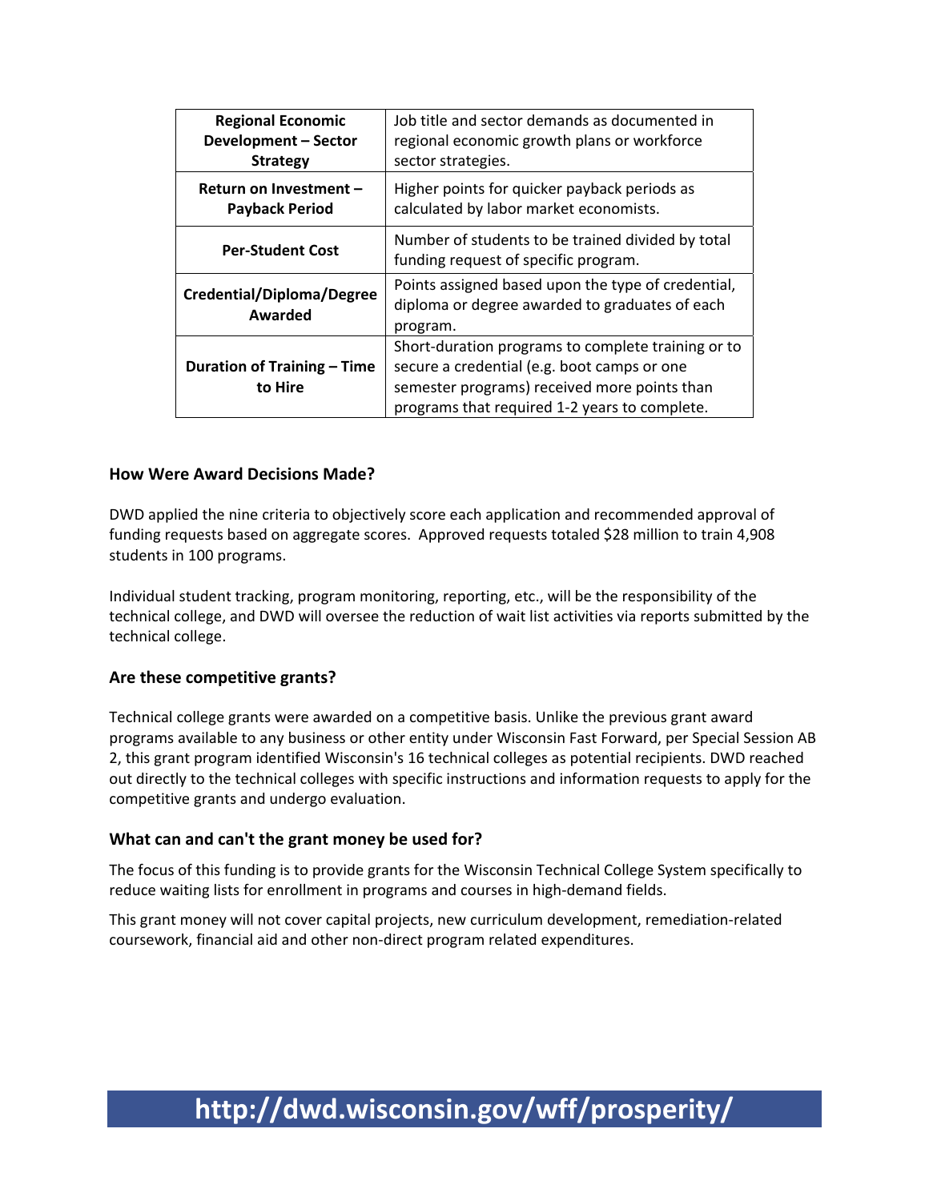| | |
|---|---|
| **Regional Economic Development – Sector Strategy** | Job title and sector demands as documented in regional economic growth plans or workforce sector strategies. |
| **Return on Investment – Payback Period** | Higher points for quicker payback periods as calculated by labor market economists. |
| **Per-Student Cost** | Number of students to be trained divided by total funding request of specific program. |
| **Credential/Diploma/Degree Awarded** | Points assigned based upon the type of credential, diploma or degree awarded to graduates of each program. |
| **Duration of Training – Time to Hire** | Short-duration programs to complete training or to secure a credential (e.g. boot camps or one semester programs) received more points than programs that required 1-2 years to complete. |

### How Were Award Decisions Made?

DWD applied the nine criteria to objectively score each application and recommended approval of funding requests based on aggregate scores. Approved requests totaled $28 million to train 4,908 students in 100 programs.

Individual student tracking, program monitoring, reporting, etc., will be the responsibility of the technical college, and DWD will oversee the reduction of wait list activities via reports submitted by the technical college.

### Are these competitive grants?

Technical college grants were awarded on a competitive basis. Unlike the previous grant award programs available to any business or other entity under Wisconsin Fast Forward, per Special Session AB 2, this grant program identified Wisconsin's 16 technical colleges as potential recipients. DWD reached out directly to the technical colleges with specific instructions and information requests to apply for the competitive grants and undergo evaluation.

### What can and can't the grant money be used for?

The focus of this funding is to provide grants for the Wisconsin Technical College System specifically to reduce waiting lists for enrollment in programs and courses in high-demand fields.

This grant money will not cover capital projects, new curriculum development, remediation-related coursework, financial aid and other non-direct program related expenditures.

**http://dwd.wisconsin.gov/wff/prosperity/**